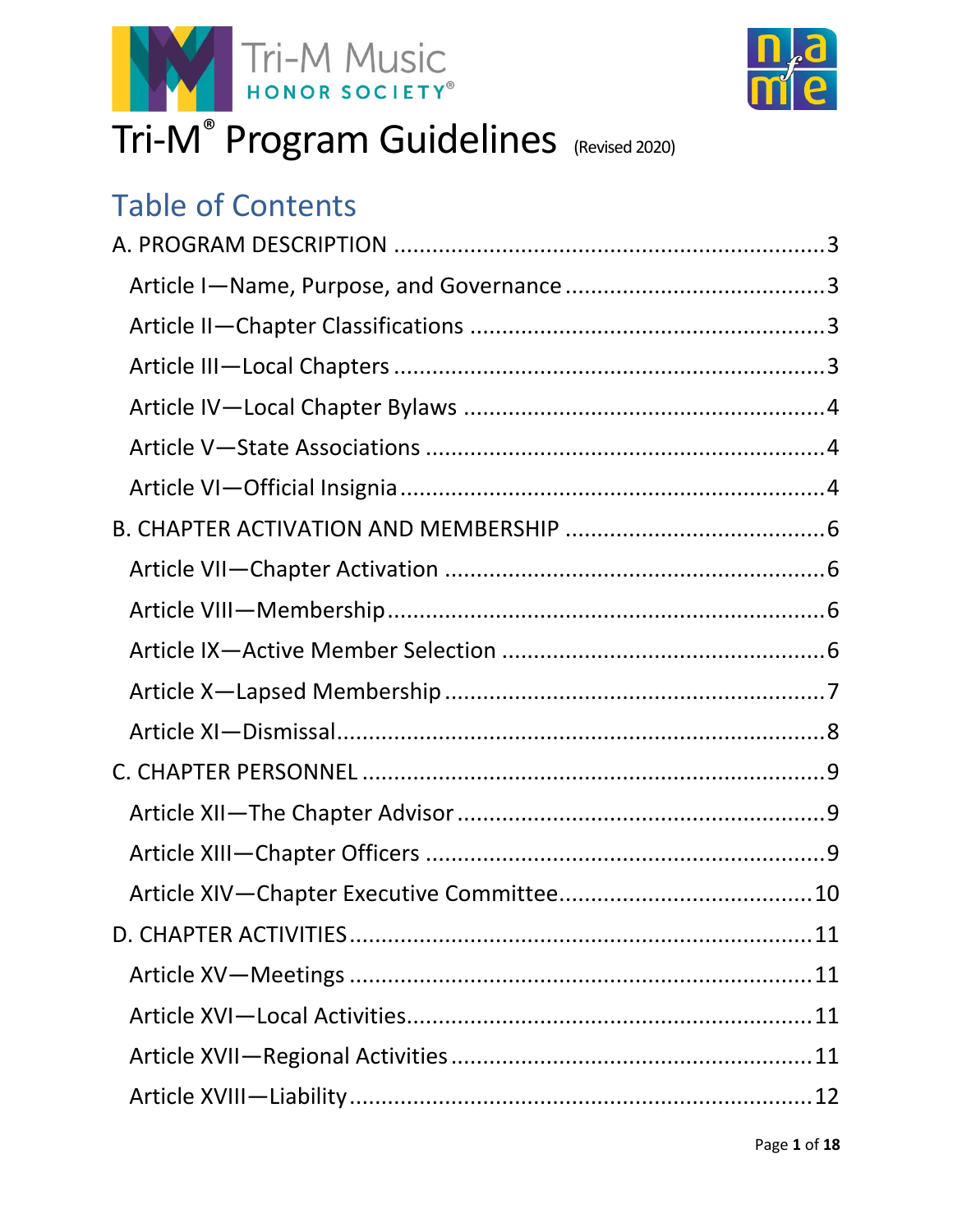Tri-M Music
HONOR SOCIETY®

# Tri-M® Program Guidelines (Revised 2020)

## Table of Contents

A. PROGRAM DESCRIPTION .......... 3
- Article I—Name, Purpose, and Governance .......... 3
- Article II—Chapter Classifications .......... 3
- Article III—Local Chapters .......... 3
- Article IV—Local Chapter Bylaws .......... 4
- Article V—State Associations .......... 4
- Article VI—Official Insignia .......... 4

B. CHAPTER ACTIVATION AND MEMBERSHIP .......... 6
- Article VII—Chapter Activation .......... 6
- Article VIII—Membership .......... 6
- Article IX—Active Member Selection .......... 6
- Article X—Lapsed Membership .......... 7
- Article XI—Dismissal .......... 8

C. CHAPTER PERSONNEL .......... 9
- Article XII—The Chapter Advisor .......... 9
- Article XIII—Chapter Officers .......... 9
- Article XIV—Chapter Executive Committee .......... 10

D. CHAPTER ACTIVITIES .......... 11
- Article XV—Meetings .......... 11
- Article XVI—Local Activities .......... 11
- Article XVII—Regional Activities .......... 11
- Article XVIII—Liability .......... 12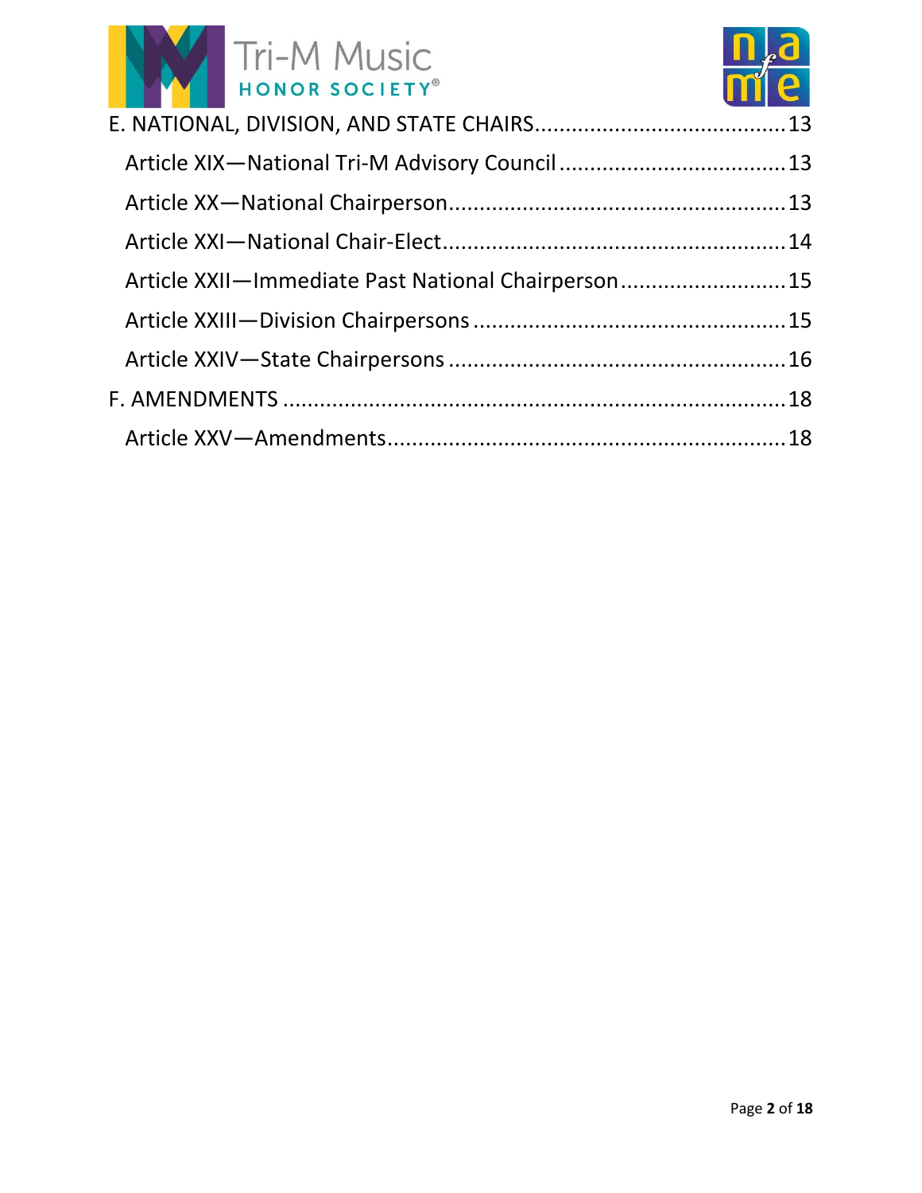E. NATIONAL, DIVISION, AND STATE CHAIRS........................................13

- Article XIX—National Tri-M Advisory Council....................................13
- Article XX—National Chairperson......................................................13
- Article XXI—National Chair-Elect.......................................................14
- Article XXII—Immediate Past National Chairperson...........................15
- Article XXIII—Division Chairpersons..................................................15
- Article XXIV—State Chairpersons......................................................16

F. AMENDMENTS..................................................................................18

- Article XXV—Amendments.................................................................18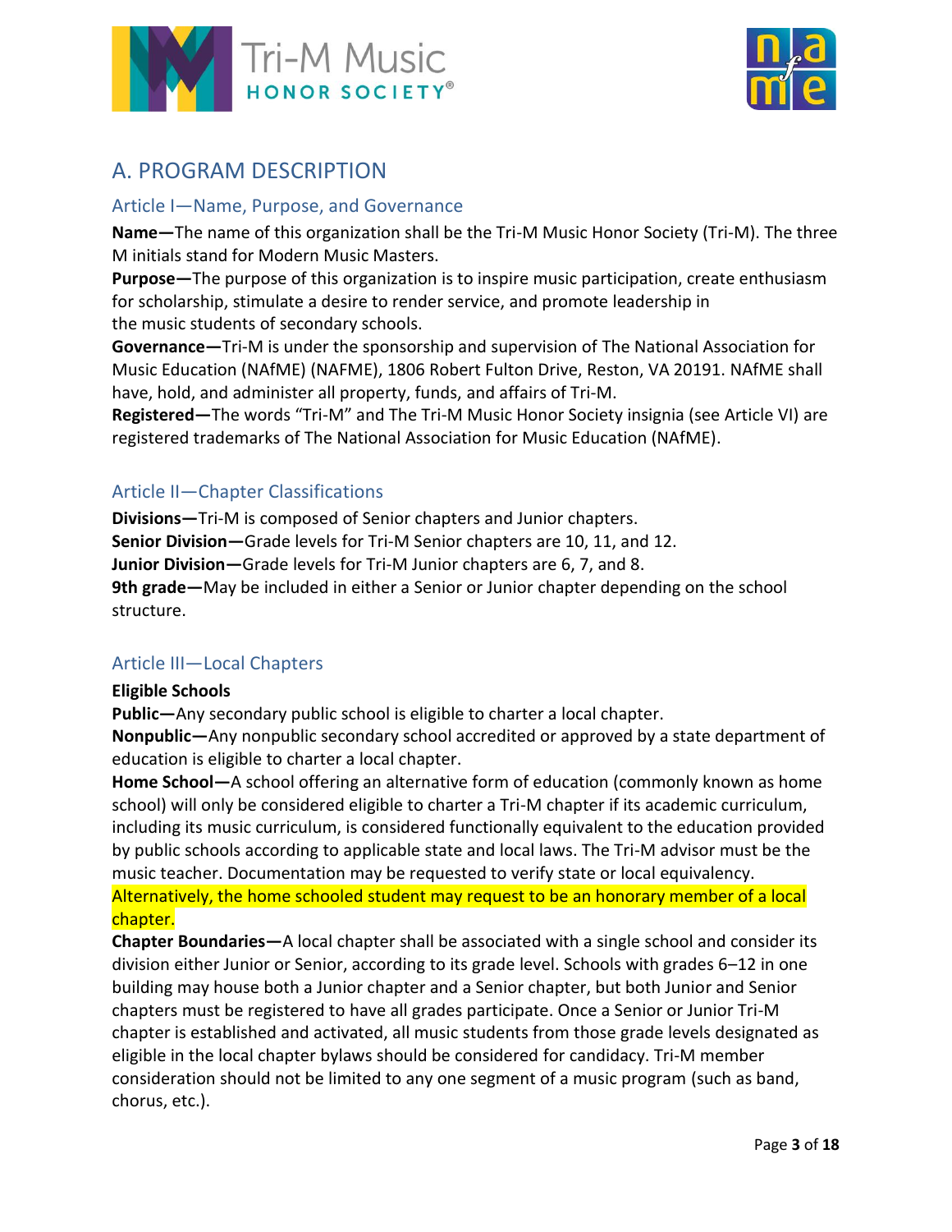# A. PROGRAM DESCRIPTION

## Article I—Name, Purpose, and Governance

**Name—**The name of this organization shall be the Tri-M Music Honor Society (Tri-M). The three M initials stand for Modern Music Masters.

**Purpose—**The purpose of this organization is to inspire music participation, create enthusiasm for scholarship, stimulate a desire to render service, and promote leadership in the music students of secondary schools.

**Governance—**Tri-M is under the sponsorship and supervision of The National Association for Music Education (NAfME) (NAFME), 1806 Robert Fulton Drive, Reston, VA 20191. NAfME shall have, hold, and administer all property, funds, and affairs of Tri-M.

**Registered—**The words "Tri-M" and The Tri-M Music Honor Society insignia (see Article VI) are registered trademarks of The National Association for Music Education (NAfME).

## Article II—Chapter Classifications

**Divisions—**Tri-M is composed of Senior chapters and Junior chapters.

**Senior Division—**Grade levels for Tri-M Senior chapters are 10, 11, and 12.

**Junior Division—**Grade levels for Tri-M Junior chapters are 6, 7, and 8.

**9th grade—**May be included in either a Senior or Junior chapter depending on the school structure.

## Article III—Local Chapters

**Eligible Schools**

**Public—**Any secondary public school is eligible to charter a local chapter.

**Nonpublic—**Any nonpublic secondary school accredited or approved by a state department of education is eligible to charter a local chapter.

**Home School—**A school offering an alternative form of education (commonly known as home school) will only be considered eligible to charter a Tri-M chapter if its academic curriculum, including its music curriculum, is considered functionally equivalent to the education provided by public schools according to applicable state and local laws. The Tri-M advisor must be the music teacher. Documentation may be requested to verify state or local equivalency. Alternatively, the home schooled student may request to be an honorary member of a local chapter.

**Chapter Boundaries—**A local chapter shall be associated with a single school and consider its division either Junior or Senior, according to its grade level. Schools with grades 6–12 in one building may house both a Junior chapter and a Senior chapter, but both Junior and Senior chapters must be registered to have all grades participate. Once a Senior or Junior Tri-M chapter is established and activated, all music students from those grade levels designated as eligible in the local chapter bylaws should be considered for candidacy. Tri-M member consideration should not be limited to any one segment of a music program (such as band, chorus, etc.).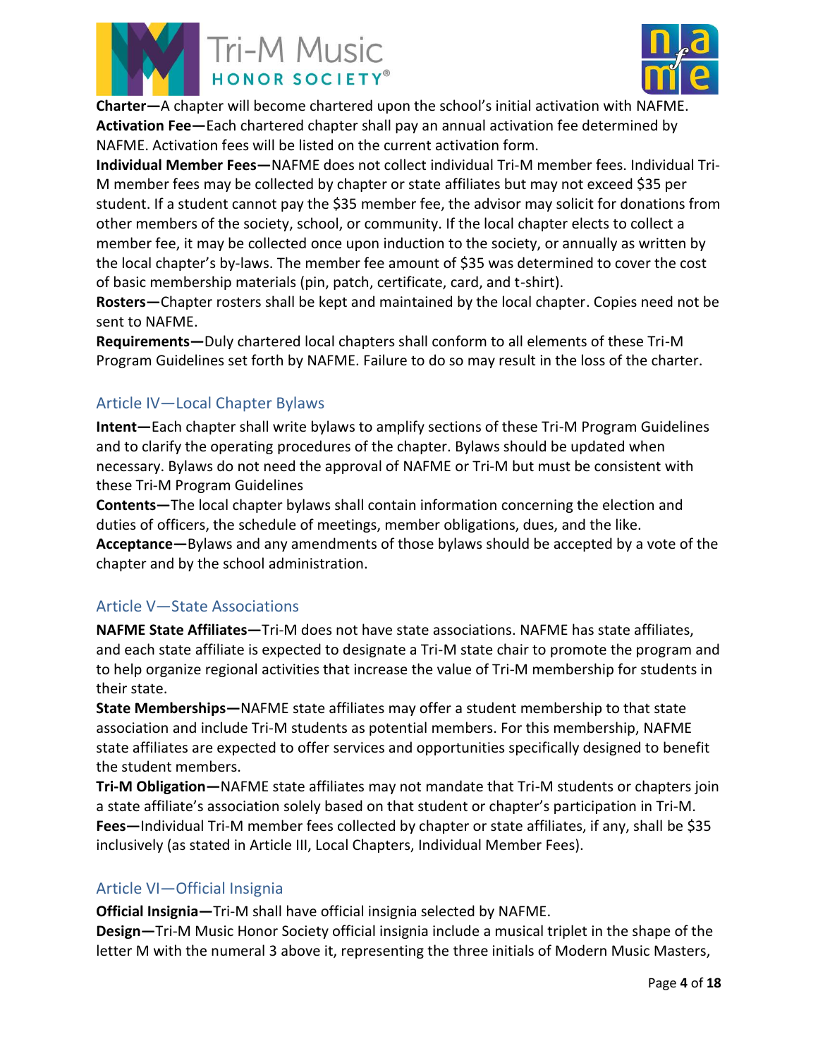**Charter—**A chapter will become chartered upon the school's initial activation with NAFME.
**Activation Fee—**Each chartered chapter shall pay an annual activation fee determined by NAFME. Activation fees will be listed on the current activation form.
**Individual Member Fees—**NAFME does not collect individual Tri-M member fees. Individual Tri-M member fees may be collected by chapter or state affiliates but may not exceed $35 per student. If a student cannot pay the $35 member fee, the advisor may solicit for donations from other members of the society, school, or community. If the local chapter elects to collect a member fee, it may be collected once upon induction to the society, or annually as written by the local chapter's by-laws. The member fee amount of $35 was determined to cover the cost of basic membership materials (pin, patch, certificate, card, and t-shirt).
**Rosters—**Chapter rosters shall be kept and maintained by the local chapter. Copies need not be sent to NAFME.
**Requirements—**Duly chartered local chapters shall conform to all elements of these Tri-M Program Guidelines set forth by NAFME. Failure to do so may result in the loss of the charter.

## Article IV—Local Chapter Bylaws

**Intent—**Each chapter shall write bylaws to amplify sections of these Tri-M Program Guidelines and to clarify the operating procedures of the chapter. Bylaws should be updated when necessary. Bylaws do not need the approval of NAFME or Tri-M but must be consistent with these Tri-M Program Guidelines
**Contents—**The local chapter bylaws shall contain information concerning the election and duties of officers, the schedule of meetings, member obligations, dues, and the like.
**Acceptance—**Bylaws and any amendments of those bylaws should be accepted by a vote of the chapter and by the school administration.

## Article V—State Associations

**NAFME State Affiliates—**Tri-M does not have state associations. NAFME has state affiliates, and each state affiliate is expected to designate a Tri-M state chair to promote the program and to help organize regional activities that increase the value of Tri-M membership for students in their state.
**State Memberships—**NAFME state affiliates may offer a student membership to that state association and include Tri-M students as potential members. For this membership, NAFME state affiliates are expected to offer services and opportunities specifically designed to benefit the student members.
**Tri-M Obligation—**NAFME state affiliates may not mandate that Tri-M students or chapters join a state affiliate's association solely based on that student or chapter's participation in Tri-M.
**Fees—**Individual Tri-M member fees collected by chapter or state affiliates, if any, shall be $35 inclusively (as stated in Article III, Local Chapters, Individual Member Fees).

## Article VI—Official Insignia

**Official Insignia—**Tri-M shall have official insignia selected by NAFME.
**Design—**Tri-M Music Honor Society official insignia include a musical triplet in the shape of the letter M with the numeral 3 above it, representing the three initials of Modern Music Masters,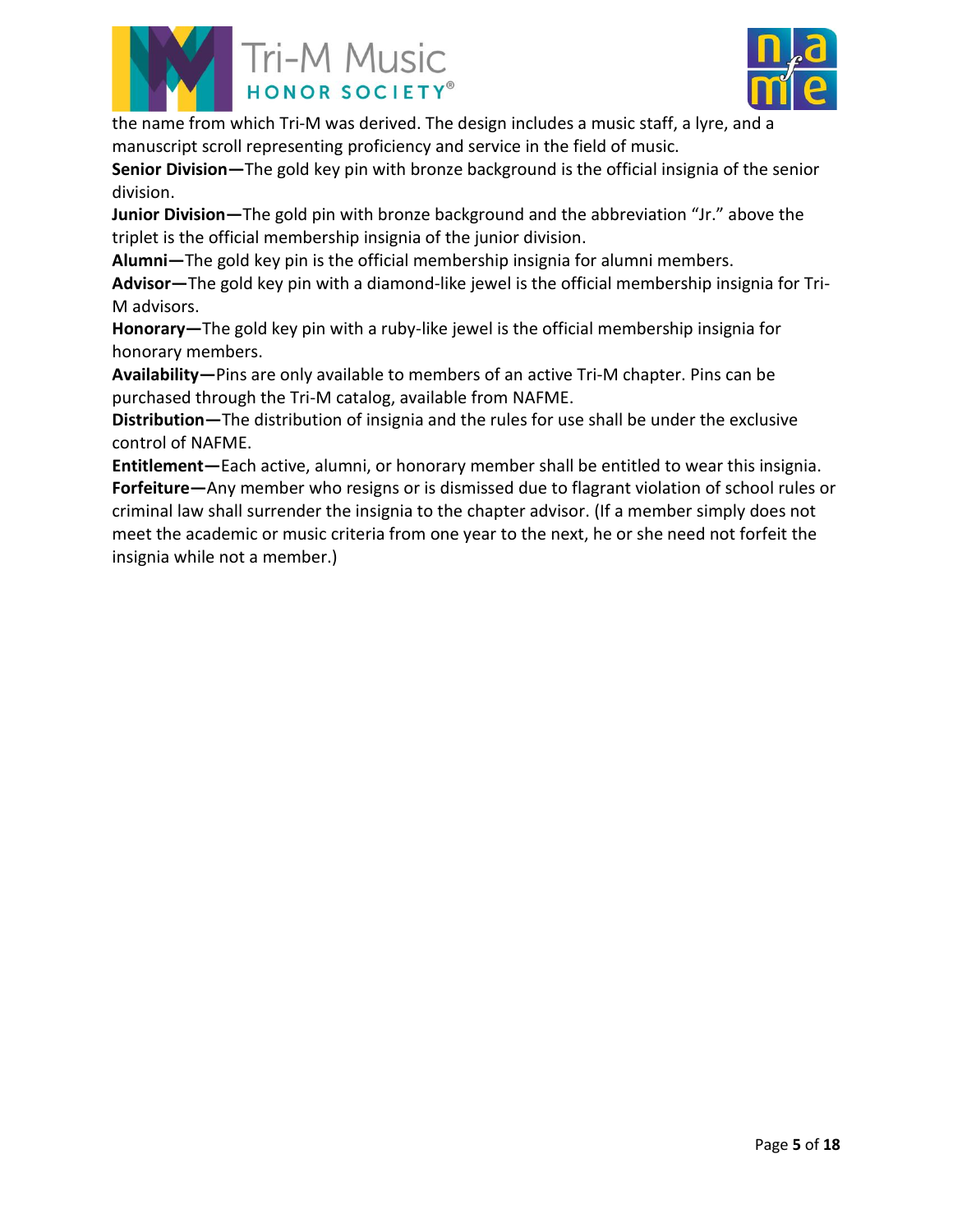the name from which Tri-M was derived. The design includes a music staff, a lyre, and a manuscript scroll representing proficiency and service in the field of music.

**Senior Division—**The gold key pin with bronze background is the official insignia of the senior division.

**Junior Division—**The gold pin with bronze background and the abbreviation “Jr.” above the triplet is the official membership insignia of the junior division.

**Alumni—**The gold key pin is the official membership insignia for alumni members.

**Advisor—**The gold key pin with a diamond-like jewel is the official membership insignia for Tri-M advisors.

**Honorary—**The gold key pin with a ruby-like jewel is the official membership insignia for honorary members.

**Availability—**Pins are only available to members of an active Tri-M chapter. Pins can be purchased through the Tri-M catalog, available from NAFME.

**Distribution—**The distribution of insignia and the rules for use shall be under the exclusive control of NAFME.

**Entitlement—**Each active, alumni, or honorary member shall be entitled to wear this insignia.

**Forfeiture—**Any member who resigns or is dismissed due to flagrant violation of school rules or criminal law shall surrender the insignia to the chapter advisor. (If a member simply does not meet the academic or music criteria from one year to the next, he or she need not forfeit the insignia while not a member.)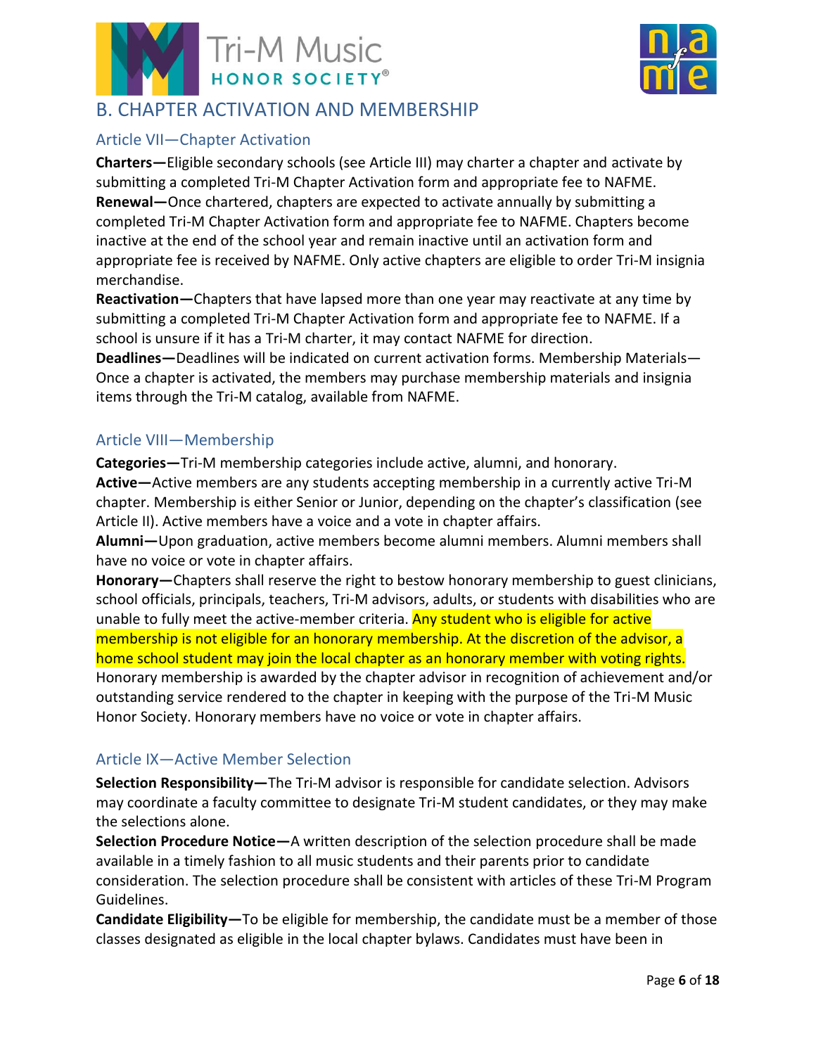## B. CHAPTER ACTIVATION AND MEMBERSHIP

### Article VII—Chapter Activation

**Charters—**Eligible secondary schools (see Article III) may charter a chapter and activate by submitting a completed Tri-M Chapter Activation form and appropriate fee to NAFME.

**Renewal—**Once chartered, chapters are expected to activate annually by submitting a completed Tri-M Chapter Activation form and appropriate fee to NAFME. Chapters become inactive at the end of the school year and remain inactive until an activation form and appropriate fee is received by NAFME. Only active chapters are eligible to order Tri-M insignia merchandise.

**Reactivation—**Chapters that have lapsed more than one year may reactivate at any time by submitting a completed Tri-M Chapter Activation form and appropriate fee to NAFME. If a school is unsure if it has a Tri-M charter, it may contact NAFME for direction.

**Deadlines—**Deadlines will be indicated on current activation forms. Membership Materials—Once a chapter is activated, the members may purchase membership materials and insignia items through the Tri-M catalog, available from NAFME.

### Article VIII—Membership

**Categories—**Tri-M membership categories include active, alumni, and honorary.

**Active—**Active members are any students accepting membership in a currently active Tri-M chapter. Membership is either Senior or Junior, depending on the chapter's classification (see Article II). Active members have a voice and a vote in chapter affairs.

**Alumni—**Upon graduation, active members become alumni members. Alumni members shall have no voice or vote in chapter affairs.

**Honorary—**Chapters shall reserve the right to bestow honorary membership to guest clinicians, school officials, principals, teachers, Tri-M advisors, adults, or students with disabilities who are unable to fully meet the active-member criteria. Any student who is eligible for active membership is not eligible for an honorary membership. At the discretion of the advisor, a home school student may join the local chapter as an honorary member with voting rights. Honorary membership is awarded by the chapter advisor in recognition of achievement and/or outstanding service rendered to the chapter in keeping with the purpose of the Tri-M Music Honor Society. Honorary members have no voice or vote in chapter affairs.

### Article IX—Active Member Selection

**Selection Responsibility—**The Tri-M advisor is responsible for candidate selection. Advisors may coordinate a faculty committee to designate Tri-M student candidates, or they may make the selections alone.

**Selection Procedure Notice—**A written description of the selection procedure shall be made available in a timely fashion to all music students and their parents prior to candidate consideration. The selection procedure shall be consistent with articles of these Tri-M Program Guidelines.

**Candidate Eligibility—**To be eligible for membership, the candidate must be a member of those classes designated as eligible in the local chapter bylaws. Candidates must have been in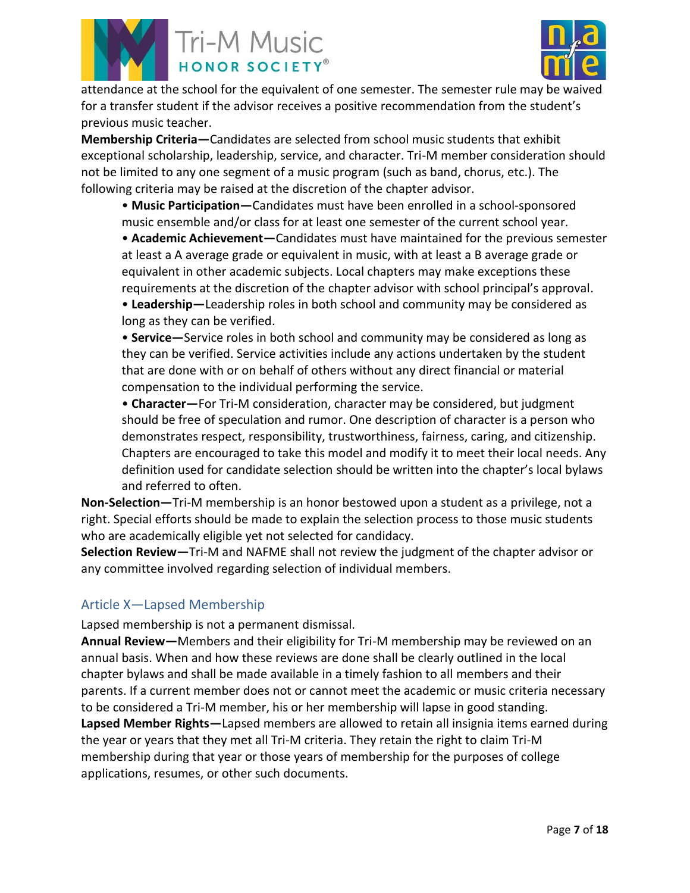attendance at the school for the equivalent of one semester. The semester rule may be waived for a transfer student if the advisor receives a positive recommendation from the student's previous music teacher.

**Membership Criteria—**Candidates are selected from school music students that exhibit exceptional scholarship, leadership, service, and character. Tri-M member consideration should not be limited to any one segment of a music program (such as band, chorus, etc.). The following criteria may be raised at the discretion of the chapter advisor.

- **Music Participation—**Candidates must have been enrolled in a school-sponsored music ensemble and/or class for at least one semester of the current school year.
- **Academic Achievement—**Candidates must have maintained for the previous semester at least a A average grade or equivalent in music, with at least a B average grade or equivalent in other academic subjects. Local chapters may make exceptions these requirements at the discretion of the chapter advisor with school principal's approval.
- **Leadership—**Leadership roles in both school and community may be considered as long as they can be verified.
- **Service—**Service roles in both school and community may be considered as long as they can be verified. Service activities include any actions undertaken by the student that are done with or on behalf of others without any direct financial or material compensation to the individual performing the service.
- **Character—**For Tri-M consideration, character may be considered, but judgment should be free of speculation and rumor. One description of character is a person who demonstrates respect, responsibility, trustworthiness, fairness, caring, and citizenship. Chapters are encouraged to take this model and modify it to meet their local needs. Any definition used for candidate selection should be written into the chapter's local bylaws and referred to often.

**Non-Selection—**Tri-M membership is an honor bestowed upon a student as a privilege, not a right. Special efforts should be made to explain the selection process to those music students who are academically eligible yet not selected for candidacy.

**Selection Review—**Tri-M and NAFME shall not review the judgment of the chapter advisor or any committee involved regarding selection of individual members.

## Article X—Lapsed Membership

Lapsed membership is not a permanent dismissal.

**Annual Review—**Members and their eligibility for Tri-M membership may be reviewed on an annual basis. When and how these reviews are done shall be clearly outlined in the local chapter bylaws and shall be made available in a timely fashion to all members and their parents. If a current member does not or cannot meet the academic or music criteria necessary to be considered a Tri-M member, his or her membership will lapse in good standing.

**Lapsed Member Rights—**Lapsed members are allowed to retain all insignia items earned during the year or years that they met all Tri-M criteria. They retain the right to claim Tri-M membership during that year or those years of membership for the purposes of college applications, resumes, or other such documents.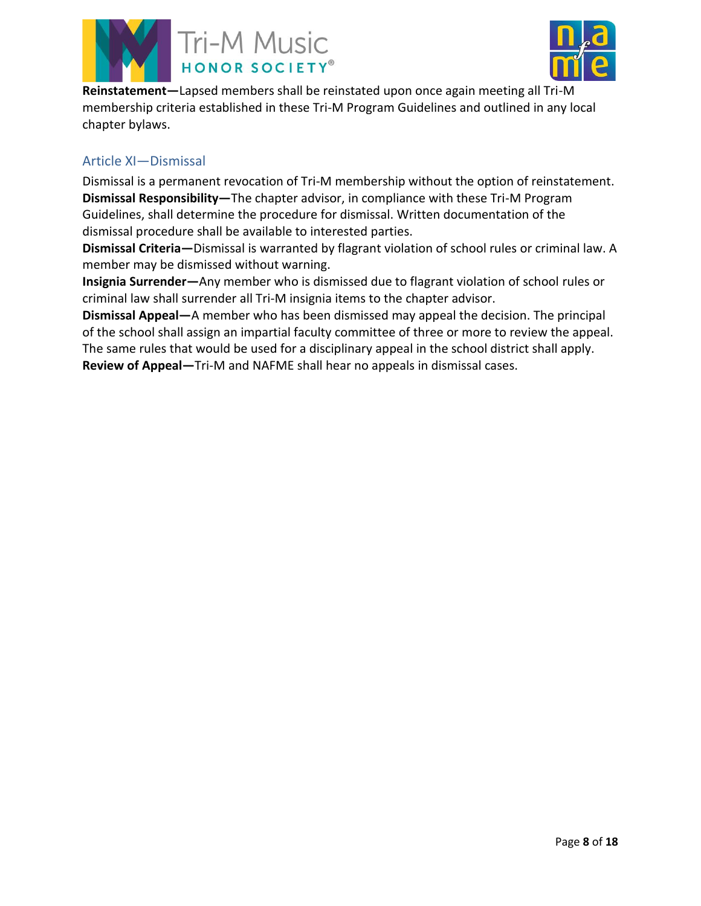**Reinstatement—**Lapsed members shall be reinstated upon once again meeting all Tri-M membership criteria established in these Tri-M Program Guidelines and outlined in any local chapter bylaws.

## Article XI—Dismissal

Dismissal is a permanent revocation of Tri-M membership without the option of reinstatement.

**Dismissal Responsibility—**The chapter advisor, in compliance with these Tri-M Program Guidelines, shall determine the procedure for dismissal. Written documentation of the dismissal procedure shall be available to interested parties.

**Dismissal Criteria—**Dismissal is warranted by flagrant violation of school rules or criminal law. A member may be dismissed without warning.

**Insignia Surrender—**Any member who is dismissed due to flagrant violation of school rules or criminal law shall surrender all Tri-M insignia items to the chapter advisor.

**Dismissal Appeal—**A member who has been dismissed may appeal the decision. The principal of the school shall assign an impartial faculty committee of three or more to review the appeal. The same rules that would be used for a disciplinary appeal in the school district shall apply.

**Review of Appeal—**Tri-M and NAFME shall hear no appeals in dismissal cases.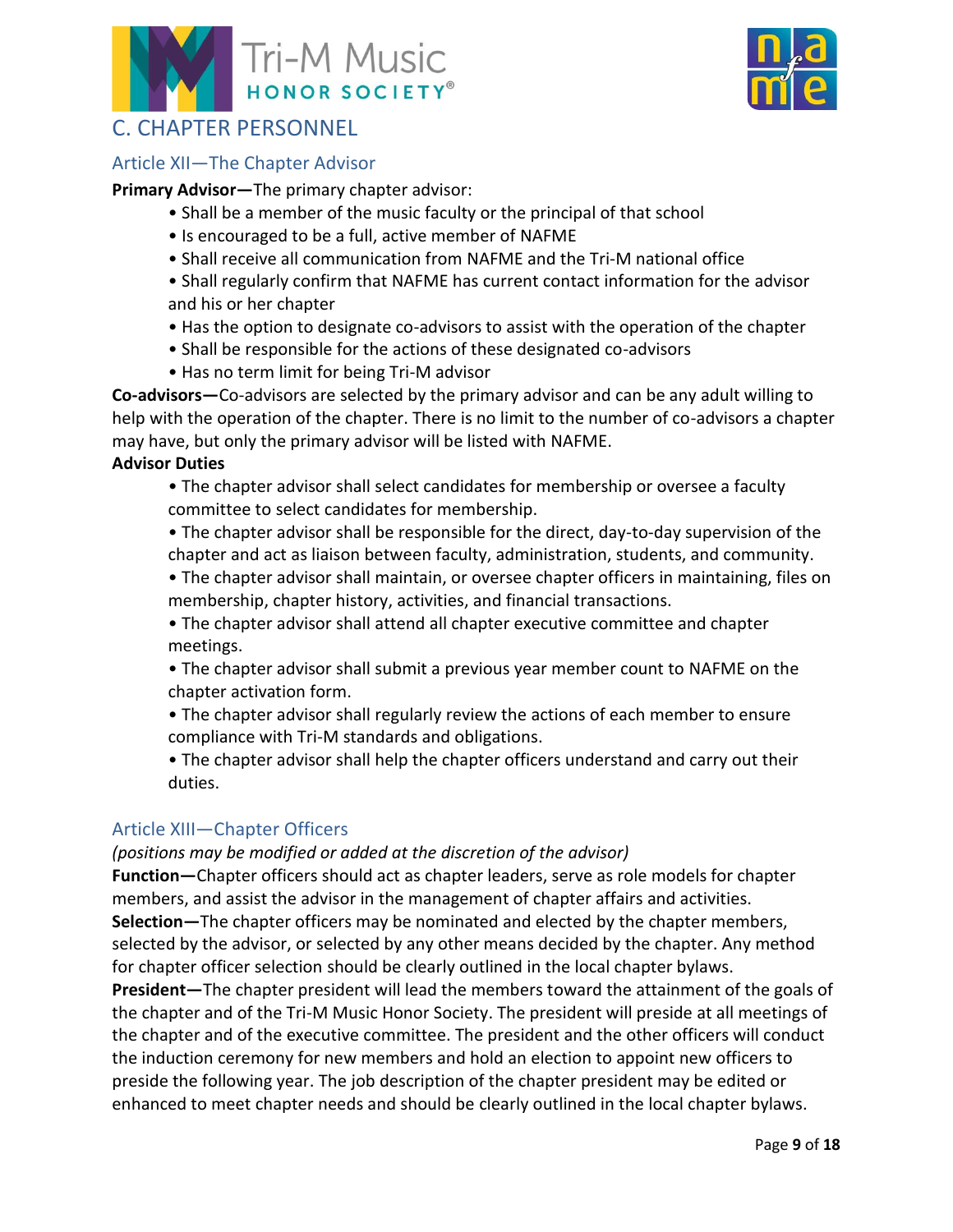## C. CHAPTER PERSONNEL

### Article XII—The Chapter Advisor

**Primary Advisor—**The primary chapter advisor:

- Shall be a member of the music faculty or the principal of that school
- Is encouraged to be a full, active member of NAFME
- Shall receive all communication from NAFME and the Tri-M national office
- Shall regularly confirm that NAFME has current contact information for the advisor and his or her chapter
- Has the option to designate co-advisors to assist with the operation of the chapter
- Shall be responsible for the actions of these designated co-advisors
- Has no term limit for being Tri-M advisor

**Co-advisors—**Co-advisors are selected by the primary advisor and can be any adult willing to help with the operation of the chapter. There is no limit to the number of co-advisors a chapter may have, but only the primary advisor will be listed with NAFME.

**Advisor Duties**

- The chapter advisor shall select candidates for membership or oversee a faculty committee to select candidates for membership.
- The chapter advisor shall be responsible for the direct, day-to-day supervision of the chapter and act as liaison between faculty, administration, students, and community.
- The chapter advisor shall maintain, or oversee chapter officers in maintaining, files on membership, chapter history, activities, and financial transactions.
- The chapter advisor shall attend all chapter executive committee and chapter meetings.
- The chapter advisor shall submit a previous year member count to NAFME on the chapter activation form.
- The chapter advisor shall regularly review the actions of each member to ensure compliance with Tri-M standards and obligations.
- The chapter advisor shall help the chapter officers understand and carry out their duties.

### Article XIII—Chapter Officers

*(positions may be modified or added at the discretion of the advisor)*

**Function—**Chapter officers should act as chapter leaders, serve as role models for chapter members, and assist the advisor in the management of chapter affairs and activities.

**Selection—**The chapter officers may be nominated and elected by the chapter members, selected by the advisor, or selected by any other means decided by the chapter. Any method for chapter officer selection should be clearly outlined in the local chapter bylaws.

**President—**The chapter president will lead the members toward the attainment of the goals of the chapter and of the Tri-M Music Honor Society. The president will preside at all meetings of the chapter and of the executive committee. The president and the other officers will conduct the induction ceremony for new members and hold an election to appoint new officers to preside the following year. The job description of the chapter president may be edited or enhanced to meet chapter needs and should be clearly outlined in the local chapter bylaws.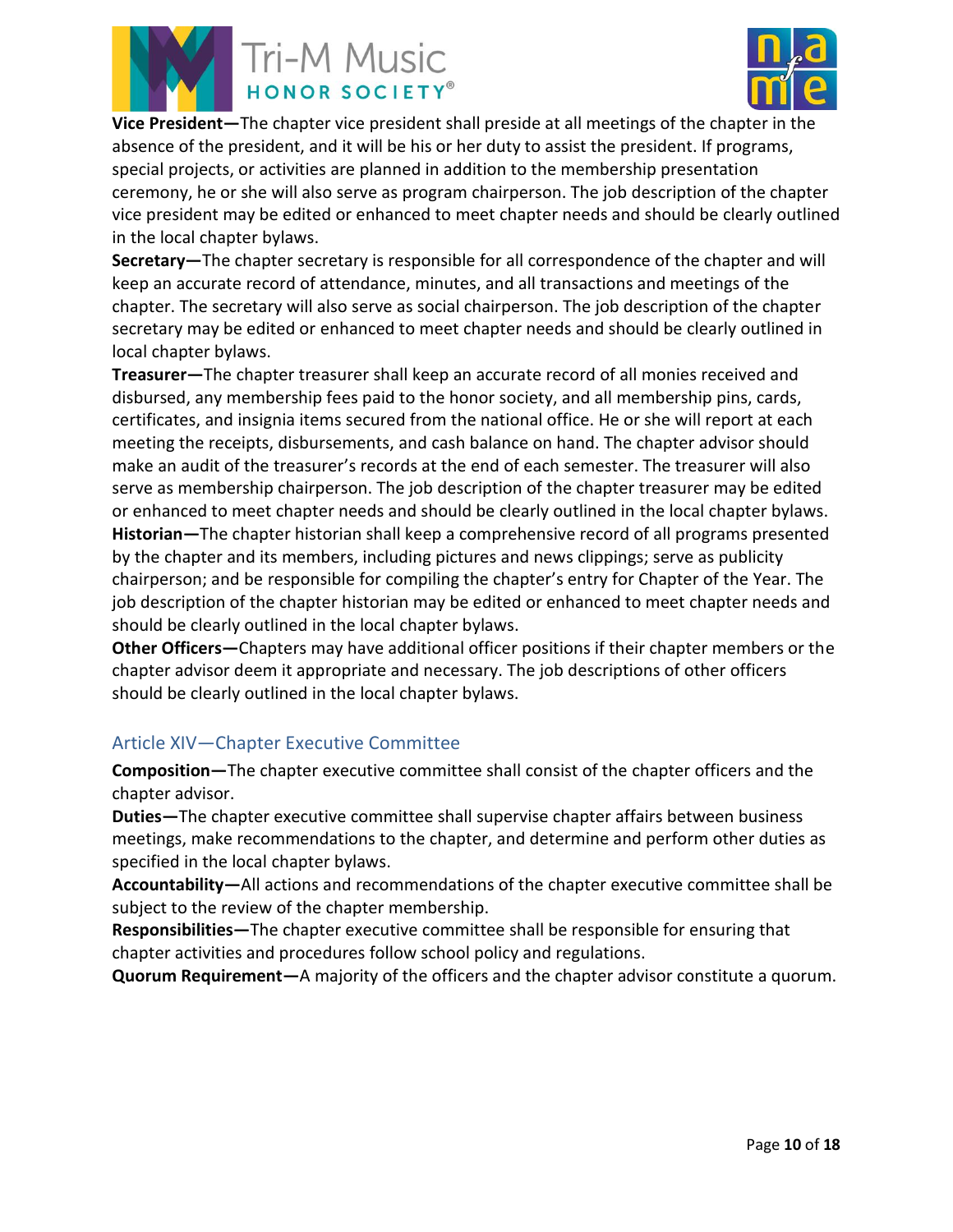**Vice President—**The chapter vice president shall preside at all meetings of the chapter in the absence of the president, and it will be his or her duty to assist the president. If programs, special projects, or activities are planned in addition to the membership presentation ceremony, he or she will also serve as program chairperson. The job description of the chapter vice president may be edited or enhanced to meet chapter needs and should be clearly outlined in the local chapter bylaws.

**Secretary—**The chapter secretary is responsible for all correspondence of the chapter and will keep an accurate record of attendance, minutes, and all transactions and meetings of the chapter. The secretary will also serve as social chairperson. The job description of the chapter secretary may be edited or enhanced to meet chapter needs and should be clearly outlined in local chapter bylaws.

**Treasurer—**The chapter treasurer shall keep an accurate record of all monies received and disbursed, any membership fees paid to the honor society, and all membership pins, cards, certificates, and insignia items secured from the national office. He or she will report at each meeting the receipts, disbursements, and cash balance on hand. The chapter advisor should make an audit of the treasurer's records at the end of each semester. The treasurer will also serve as membership chairperson. The job description of the chapter treasurer may be edited or enhanced to meet chapter needs and should be clearly outlined in the local chapter bylaws.

**Historian—**The chapter historian shall keep a comprehensive record of all programs presented by the chapter and its members, including pictures and news clippings; serve as publicity chairperson; and be responsible for compiling the chapter's entry for Chapter of the Year. The job description of the chapter historian may be edited or enhanced to meet chapter needs and should be clearly outlined in the local chapter bylaws.

**Other Officers—**Chapters may have additional officer positions if their chapter members or the chapter advisor deem it appropriate and necessary. The job descriptions of other officers should be clearly outlined in the local chapter bylaws.

## Article XIV—Chapter Executive Committee

**Composition—**The chapter executive committee shall consist of the chapter officers and the chapter advisor.

**Duties—**The chapter executive committee shall supervise chapter affairs between business meetings, make recommendations to the chapter, and determine and perform other duties as specified in the local chapter bylaws.

**Accountability—**All actions and recommendations of the chapter executive committee shall be subject to the review of the chapter membership.

**Responsibilities—**The chapter executive committee shall be responsible for ensuring that chapter activities and procedures follow school policy and regulations.

**Quorum Requirement—**A majority of the officers and the chapter advisor constitute a quorum.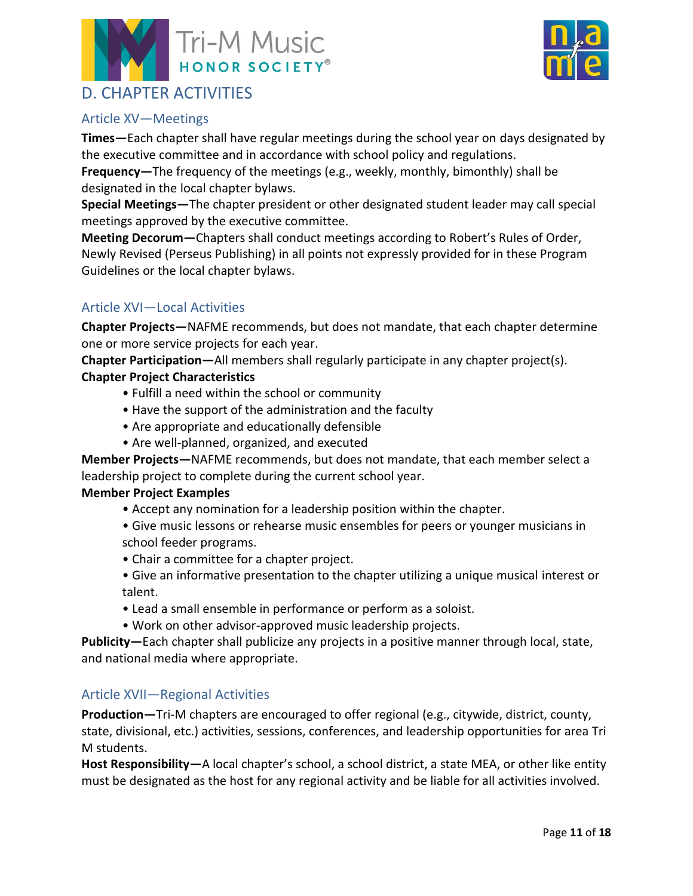## D. CHAPTER ACTIVITIES

### Article XV—Meetings

**Times—**Each chapter shall have regular meetings during the school year on days designated by the executive committee and in accordance with school policy and regulations.

**Frequency—**The frequency of the meetings (e.g., weekly, monthly, bimonthly) shall be designated in the local chapter bylaws.

**Special Meetings—**The chapter president or other designated student leader may call special meetings approved by the executive committee.

**Meeting Decorum—**Chapters shall conduct meetings according to Robert's Rules of Order, Newly Revised (Perseus Publishing) in all points not expressly provided for in these Program Guidelines or the local chapter bylaws.

### Article XVI—Local Activities

**Chapter Projects—**NAFME recommends, but does not mandate, that each chapter determine one or more service projects for each year.

**Chapter Participation—**All members shall regularly participate in any chapter project(s).

**Chapter Project Characteristics**

- Fulfill a need within the school or community
- Have the support of the administration and the faculty
- Are appropriate and educationally defensible
- Are well-planned, organized, and executed

**Member Projects—**NAFME recommends, but does not mandate, that each member select a leadership project to complete during the current school year.

**Member Project Examples**

- Accept any nomination for a leadership position within the chapter.
- Give music lessons or rehearse music ensembles for peers or younger musicians in school feeder programs.
- Chair a committee for a chapter project.
- Give an informative presentation to the chapter utilizing a unique musical interest or talent.
- Lead a small ensemble in performance or perform as a soloist.
- Work on other advisor-approved music leadership projects.

**Publicity—**Each chapter shall publicize any projects in a positive manner through local, state, and national media where appropriate.

### Article XVII—Regional Activities

**Production—**Tri-M chapters are encouraged to offer regional (e.g., citywide, district, county, state, divisional, etc.) activities, sessions, conferences, and leadership opportunities for area Tri M students.

**Host Responsibility—**A local chapter's school, a school district, a state MEA, or other like entity must be designated as the host for any regional activity and be liable for all activities involved.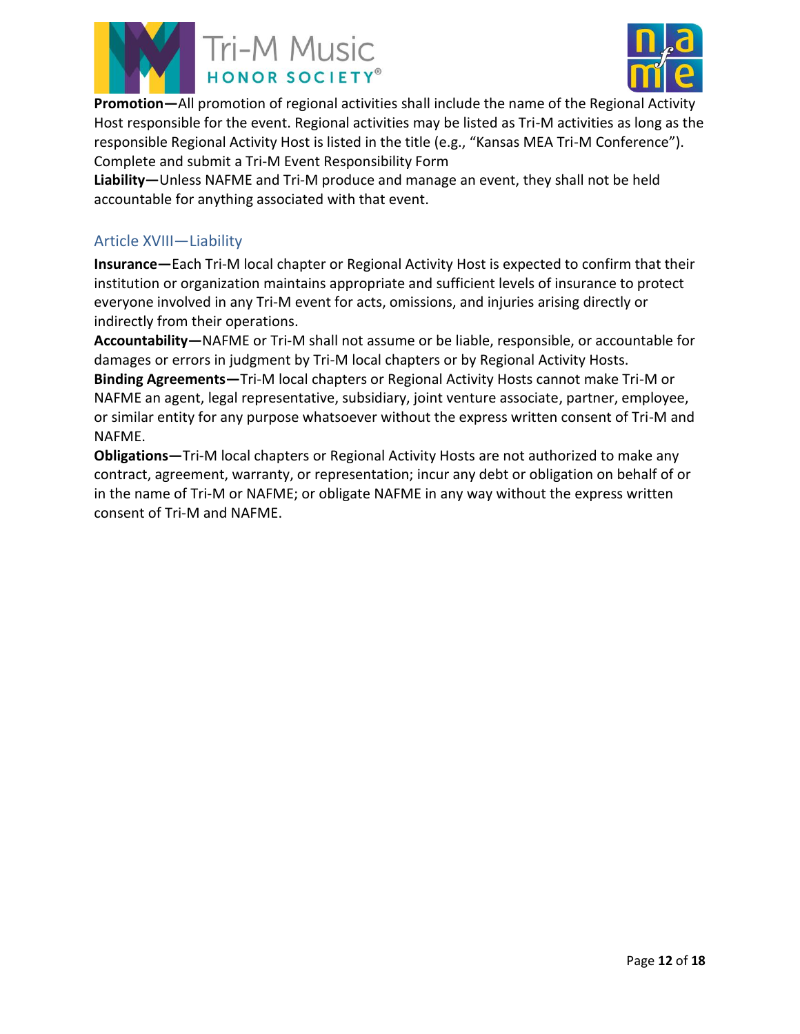**Promotion—**All promotion of regional activities shall include the name of the Regional Activity Host responsible for the event. Regional activities may be listed as Tri-M activities as long as the responsible Regional Activity Host is listed in the title (e.g., "Kansas MEA Tri-M Conference"). Complete and submit a Tri-M Event Responsibility Form

**Liability—**Unless NAFME and Tri-M produce and manage an event, they shall not be held accountable for anything associated with that event.

## Article XVIII—Liability

**Insurance—**Each Tri-M local chapter or Regional Activity Host is expected to confirm that their institution or organization maintains appropriate and sufficient levels of insurance to protect everyone involved in any Tri-M event for acts, omissions, and injuries arising directly or indirectly from their operations.

**Accountability—**NAFME or Tri-M shall not assume or be liable, responsible, or accountable for damages or errors in judgment by Tri-M local chapters or by Regional Activity Hosts.

**Binding Agreements—**Tri-M local chapters or Regional Activity Hosts cannot make Tri-M or NAFME an agent, legal representative, subsidiary, joint venture associate, partner, employee, or similar entity for any purpose whatsoever without the express written consent of Tri-M and NAFME.

**Obligations—**Tri-M local chapters or Regional Activity Hosts are not authorized to make any contract, agreement, warranty, or representation; incur any debt or obligation on behalf of or in the name of Tri-M or NAFME; or obligate NAFME in any way without the express written consent of Tri-M and NAFME.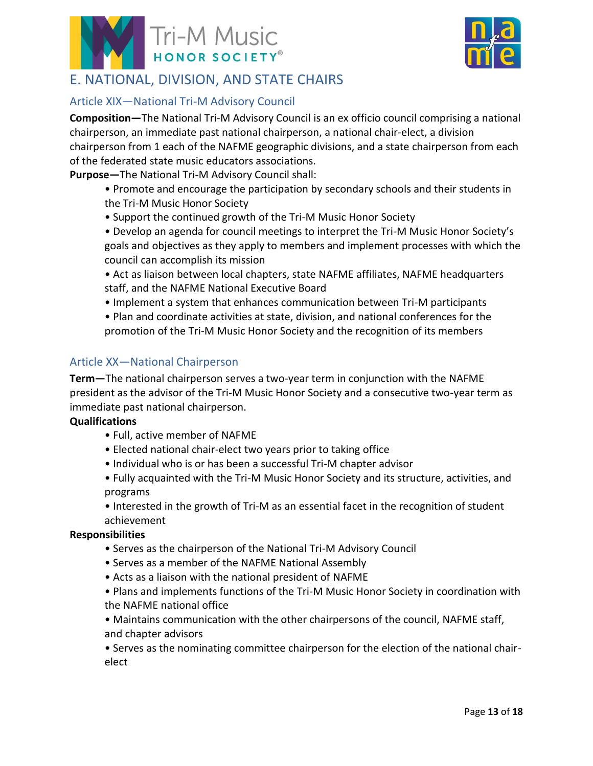## E. NATIONAL, DIVISION, AND STATE CHAIRS

### Article XIX—National Tri-M Advisory Council

**Composition—**The National Tri-M Advisory Council is an ex officio council comprising a national chairperson, an immediate past national chairperson, a national chair-elect, a division chairperson from 1 each of the NAFME geographic divisions, and a state chairperson from each of the federated state music educators associations.

**Purpose—**The National Tri-M Advisory Council shall:

- Promote and encourage the participation by secondary schools and their students in the Tri-M Music Honor Society
- Support the continued growth of the Tri-M Music Honor Society
- Develop an agenda for council meetings to interpret the Tri-M Music Honor Society's goals and objectives as they apply to members and implement processes with which the council can accomplish its mission
- Act as liaison between local chapters, state NAFME affiliates, NAFME headquarters staff, and the NAFME National Executive Board
- Implement a system that enhances communication between Tri-M participants
- Plan and coordinate activities at state, division, and national conferences for the promotion of the Tri-M Music Honor Society and the recognition of its members

### Article XX—National Chairperson

**Term—**The national chairperson serves a two-year term in conjunction with the NAFME president as the advisor of the Tri-M Music Honor Society and a consecutive two-year term as immediate past national chairperson.

**Qualifications**

- Full, active member of NAFME
- Elected national chair-elect two years prior to taking office
- Individual who is or has been a successful Tri-M chapter advisor
- Fully acquainted with the Tri-M Music Honor Society and its structure, activities, and programs
- Interested in the growth of Tri-M as an essential facet in the recognition of student achievement

**Responsibilities**

- Serves as the chairperson of the National Tri-M Advisory Council
- Serves as a member of the NAFME National Assembly
- Acts as a liaison with the national president of NAFME
- Plans and implements functions of the Tri-M Music Honor Society in coordination with the NAFME national office
- Maintains communication with the other chairpersons of the council, NAFME staff, and chapter advisors
- Serves as the nominating committee chairperson for the election of the national chair-elect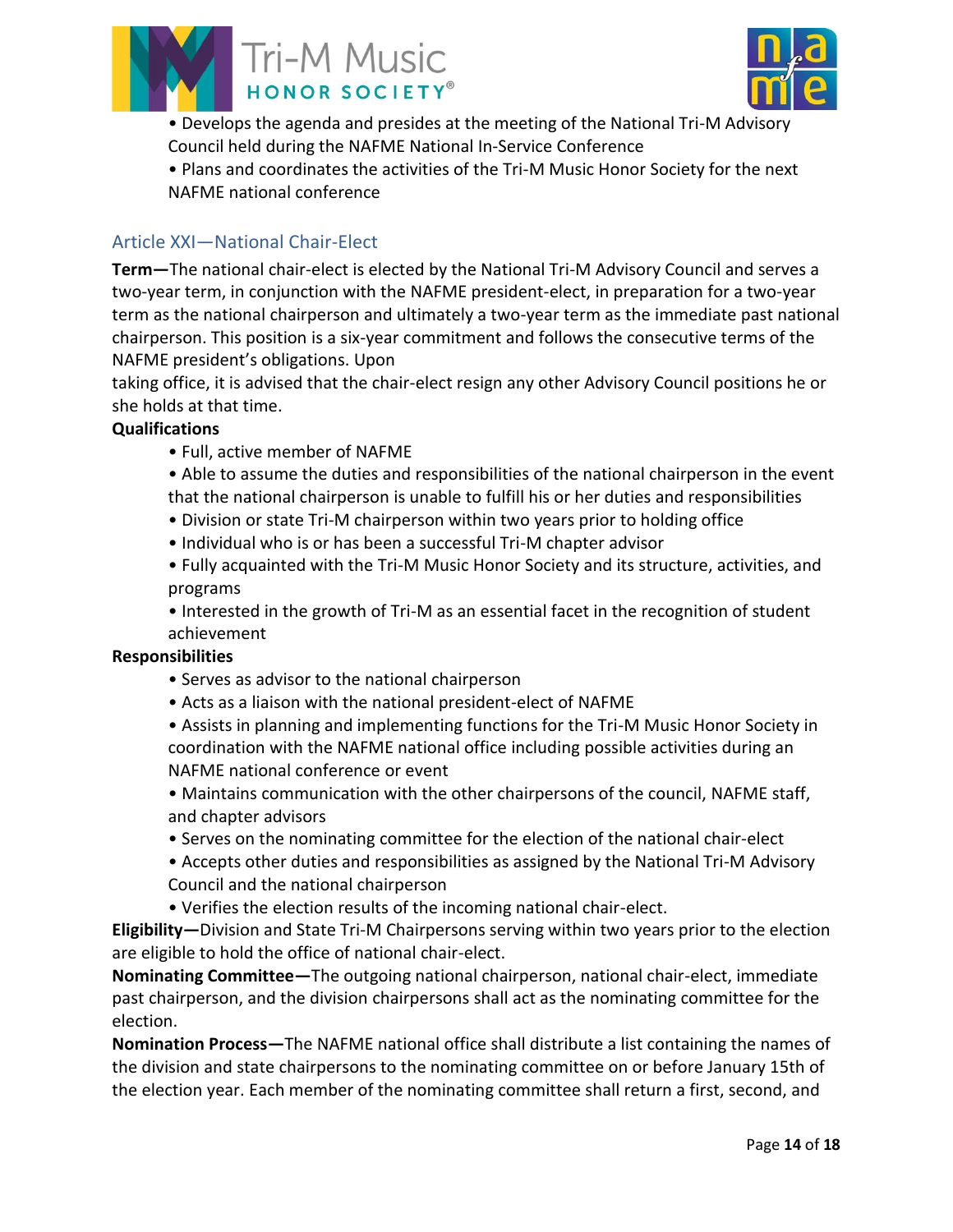- Develops the agenda and presides at the meeting of the National Tri-M Advisory Council held during the NAFME National In-Service Conference
- Plans and coordinates the activities of the Tri-M Music Honor Society for the next NAFME national conference

## Article XXI—National Chair-Elect

**Term—**The national chair-elect is elected by the National Tri-M Advisory Council and serves a two-year term, in conjunction with the NAFME president-elect, in preparation for a two-year term as the national chairperson and ultimately a two-year term as the immediate past national chairperson. This position is a six-year commitment and follows the consecutive terms of the NAFME president's obligations. Upon taking office, it is advised that the chair-elect resign any other Advisory Council positions he or she holds at that time.

**Qualifications**

- Full, active member of NAFME
- Able to assume the duties and responsibilities of the national chairperson in the event that the national chairperson is unable to fulfill his or her duties and responsibilities
- Division or state Tri-M chairperson within two years prior to holding office
- Individual who is or has been a successful Tri-M chapter advisor
- Fully acquainted with the Tri-M Music Honor Society and its structure, activities, and programs
- Interested in the growth of Tri-M as an essential facet in the recognition of student achievement

**Responsibilities**

- Serves as advisor to the national chairperson
- Acts as a liaison with the national president-elect of NAFME
- Assists in planning and implementing functions for the Tri-M Music Honor Society in coordination with the NAFME national office including possible activities during an NAFME national conference or event
- Maintains communication with the other chairpersons of the council, NAFME staff, and chapter advisors
- Serves on the nominating committee for the election of the national chair-elect
- Accepts other duties and responsibilities as assigned by the National Tri-M Advisory Council and the national chairperson
- Verifies the election results of the incoming national chair-elect.

**Eligibility—**Division and State Tri-M Chairpersons serving within two years prior to the election are eligible to hold the office of national chair-elect.

**Nominating Committee—**The outgoing national chairperson, national chair-elect, immediate past chairperson, and the division chairpersons shall act as the nominating committee for the election.

**Nomination Process—**The NAFME national office shall distribute a list containing the names of the division and state chairpersons to the nominating committee on or before January 15th of the election year. Each member of the nominating committee shall return a first, second, and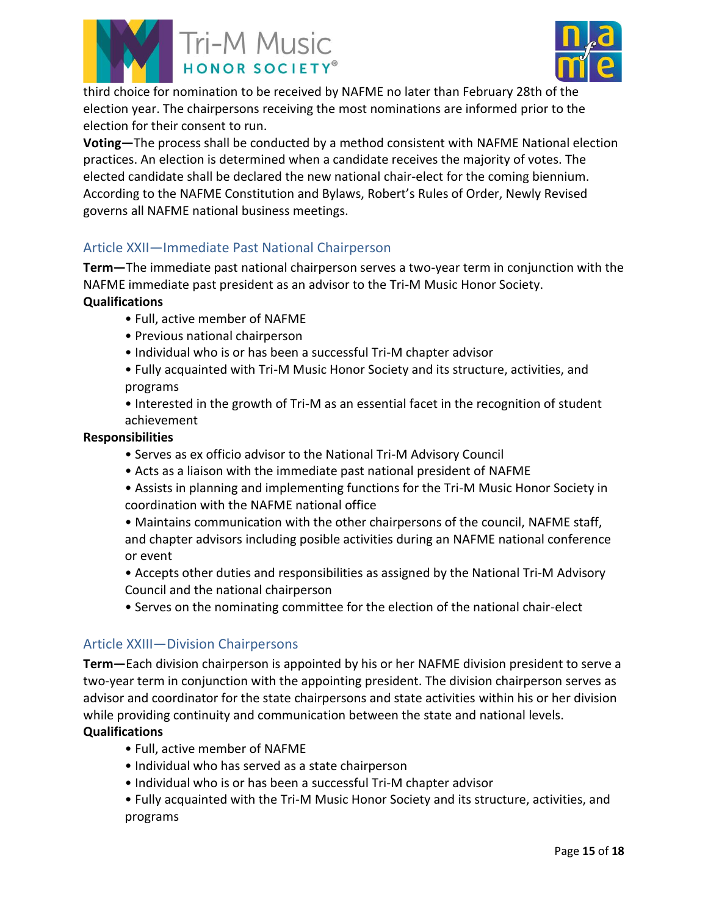third choice for nomination to be received by NAFME no later than February 28th of the election year. The chairpersons receiving the most nominations are informed prior to the election for their consent to run.

**Voting—**The process shall be conducted by a method consistent with NAFME National election practices. An election is determined when a candidate receives the majority of votes. The elected candidate shall be declared the new national chair-elect for the coming biennium. According to the NAFME Constitution and Bylaws, Robert's Rules of Order, Newly Revised governs all NAFME national business meetings.

## Article XXII—Immediate Past National Chairperson

**Term—**The immediate past national chairperson serves a two-year term in conjunction with the NAFME immediate past president as an advisor to the Tri-M Music Honor Society.

**Qualifications**

- Full, active member of NAFME
- Previous national chairperson
- Individual who is or has been a successful Tri-M chapter advisor
- Fully acquainted with Tri-M Music Honor Society and its structure, activities, and programs
- Interested in the growth of Tri-M as an essential facet in the recognition of student achievement

**Responsibilities**

- Serves as ex officio advisor to the National Tri-M Advisory Council
- Acts as a liaison with the immediate past national president of NAFME
- Assists in planning and implementing functions for the Tri-M Music Honor Society in coordination with the NAFME national office
- Maintains communication with the other chairpersons of the council, NAFME staff, and chapter advisors including posible activities during an NAFME national conference or event
- Accepts other duties and responsibilities as assigned by the National Tri-M Advisory Council and the national chairperson
- Serves on the nominating committee for the election of the national chair-elect

## Article XXIII—Division Chairpersons

**Term—**Each division chairperson is appointed by his or her NAFME division president to serve a two-year term in conjunction with the appointing president. The division chairperson serves as advisor and coordinator for the state chairpersons and state activities within his or her division while providing continuity and communication between the state and national levels.

**Qualifications**

- Full, active member of NAFME
- Individual who has served as a state chairperson
- Individual who is or has been a successful Tri-M chapter advisor
- Fully acquainted with the Tri-M Music Honor Society and its structure, activities, and programs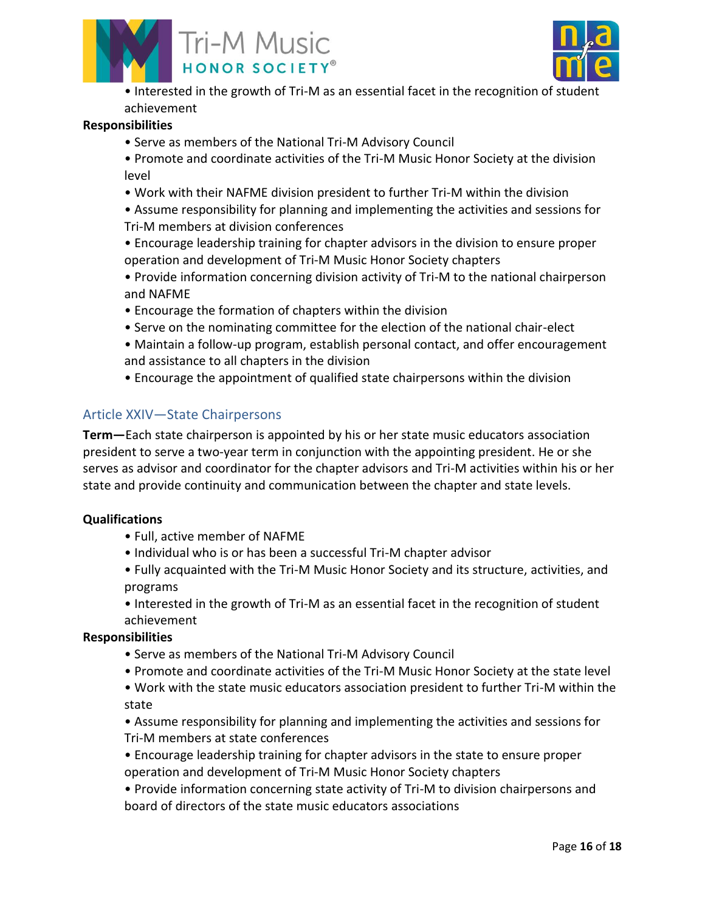- Interested in the growth of Tri-M as an essential facet in the recognition of student achievement

**Responsibilities**

- Serve as members of the National Tri-M Advisory Council
- Promote and coordinate activities of the Tri-M Music Honor Society at the division level
- Work with their NAFME division president to further Tri-M within the division
- Assume responsibility for planning and implementing the activities and sessions for Tri-M members at division conferences
- Encourage leadership training for chapter advisors in the division to ensure proper operation and development of Tri-M Music Honor Society chapters
- Provide information concerning division activity of Tri-M to the national chairperson and NAFME
- Encourage the formation of chapters within the division
- Serve on the nominating committee for the election of the national chair-elect
- Maintain a follow-up program, establish personal contact, and offer encouragement and assistance to all chapters in the division
- Encourage the appointment of qualified state chairpersons within the division

## Article XXIV—State Chairpersons

**Term—**Each state chairperson is appointed by his or her state music educators association president to serve a two-year term in conjunction with the appointing president. He or she serves as advisor and coordinator for the chapter advisors and Tri-M activities within his or her state and provide continuity and communication between the chapter and state levels.

**Qualifications**

- Full, active member of NAFME
- Individual who is or has been a successful Tri-M chapter advisor
- Fully acquainted with the Tri-M Music Honor Society and its structure, activities, and programs
- Interested in the growth of Tri-M as an essential facet in the recognition of student achievement

**Responsibilities**

- Serve as members of the National Tri-M Advisory Council
- Promote and coordinate activities of the Tri-M Music Honor Society at the state level
- Work with the state music educators association president to further Tri-M within the state
- Assume responsibility for planning and implementing the activities and sessions for Tri-M members at state conferences
- Encourage leadership training for chapter advisors in the state to ensure proper operation and development of Tri-M Music Honor Society chapters
- Provide information concerning state activity of Tri-M to division chairpersons and board of directors of the state music educators associations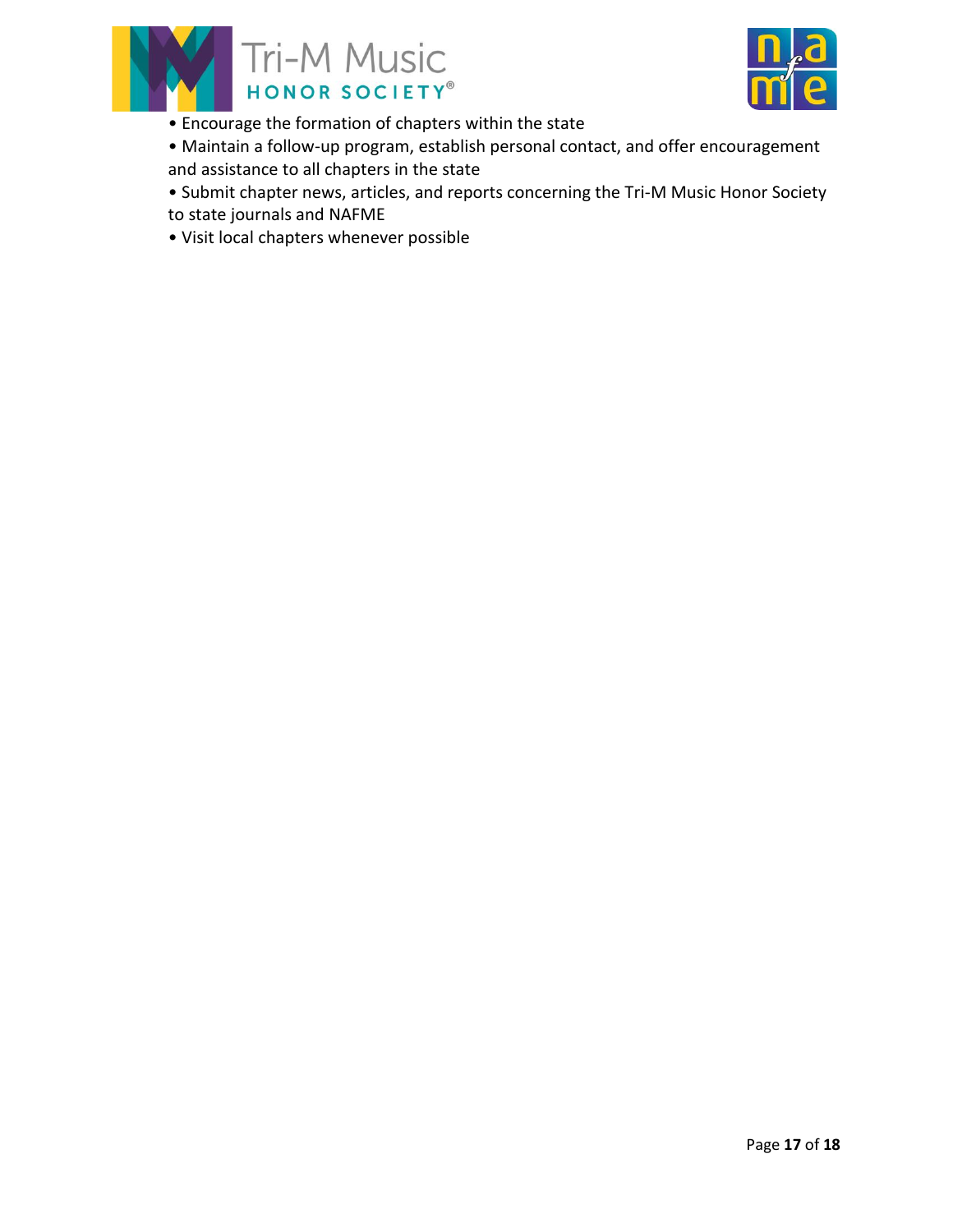- Encourage the formation of chapters within the state
- Maintain a follow-up program, establish personal contact, and offer encouragement and assistance to all chapters in the state
- Submit chapter news, articles, and reports concerning the Tri-M Music Honor Society to state journals and NAFME
- Visit local chapters whenever possible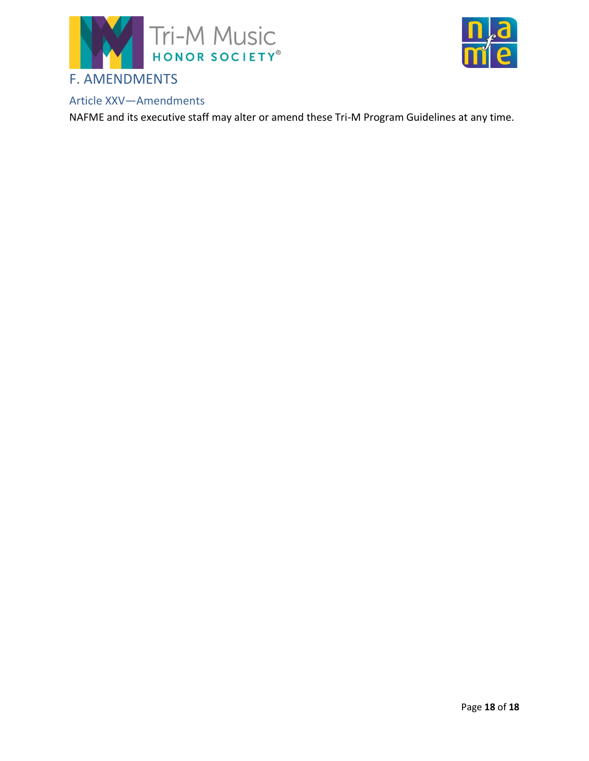## F. AMENDMENTS

### Article XXV—Amendments

NAFME and its executive staff may alter or amend these Tri-M Program Guidelines at any time.